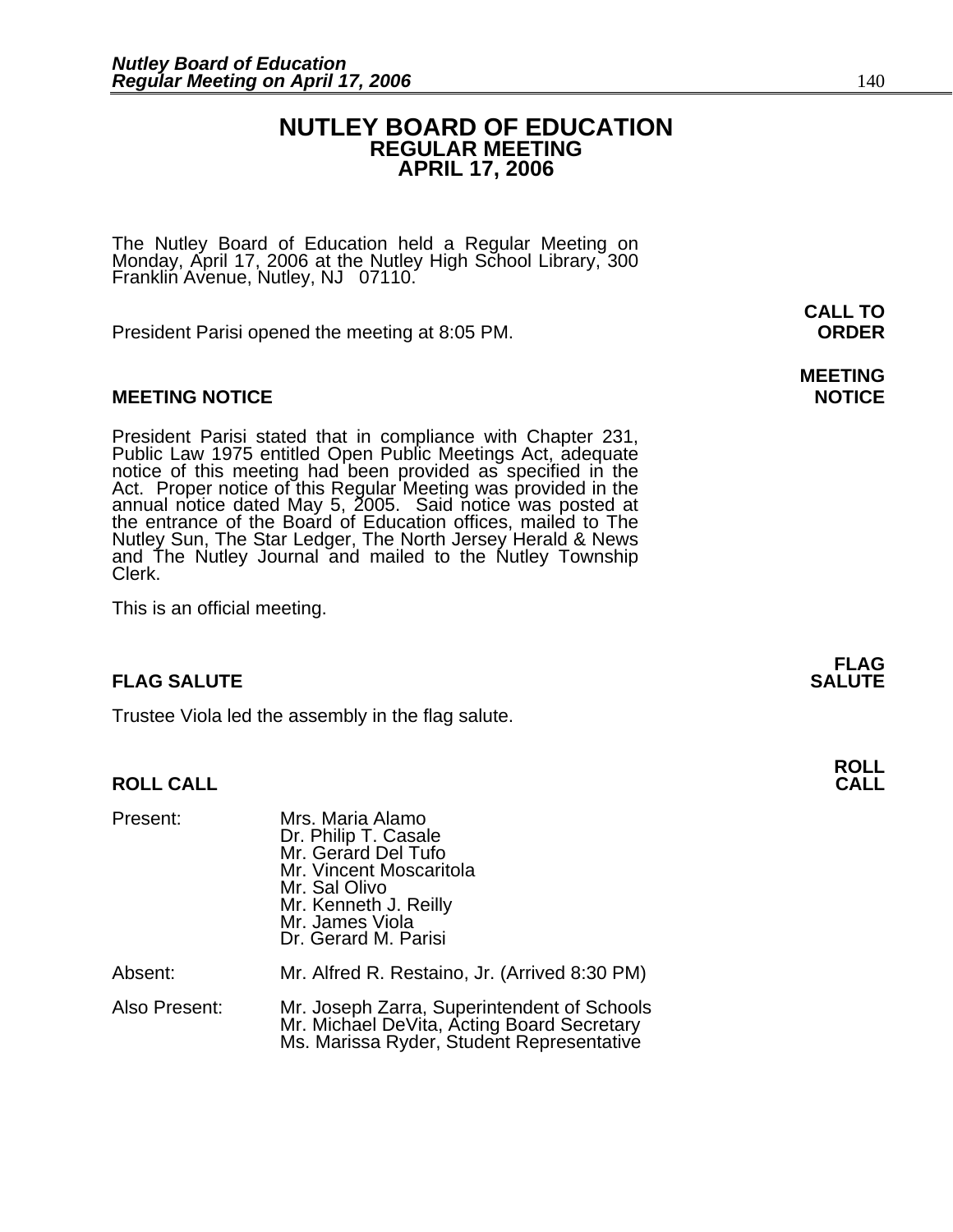# NUTLEY BOARD OF EDUCATION
## REGULAR MEETING
## APRIL 17, 2006

The Nutley Board of Education held a Regular Meeting on Monday, April 17, 2006 at the Nutley High School Library, 300 Franklin Avenue, Nutley, NJ 07110.

**CALL TO ORDER**

President Parisi opened the meeting at 8:05 PM.

**MEETING NOTICE**

President Parisi stated that in compliance with Chapter 231, Public Law 1975 entitled Open Public Meetings Act, adequate notice of this meeting had been provided as specified in the Act. Proper notice of this Regular Meeting was provided in the annual notice dated May 5, 2005. Said notice was posted at the entrance of the Board of Education offices, mailed to The Nutley Sun, The Star Ledger, The North Jersey Herald & News and The Nutley Journal and mailed to the Nutley Township Clerk.

This is an official meeting.

**FLAG SALUTE**

Trustee Viola led the assembly in the flag salute.

**ROLL CALL**

Present:
- Mrs. Maria Alamo
- Dr. Philip T. Casale
- Mr. Gerard Del Tufo
- Mr. Vincent Moscaritola
- Mr. Sal Olivo
- Mr. Kenneth J. Reilly
- Mr. James Viola
- Dr. Gerard M. Parisi

Absent:
- Mr. Alfred R. Restaino, Jr. (Arrived 8:30 PM)

Also Present:
- Mr. Joseph Zarra, Superintendent of Schools
- Mr. Michael DeVita, Acting Board Secretary
- Ms. Marissa Ryder, Student Representative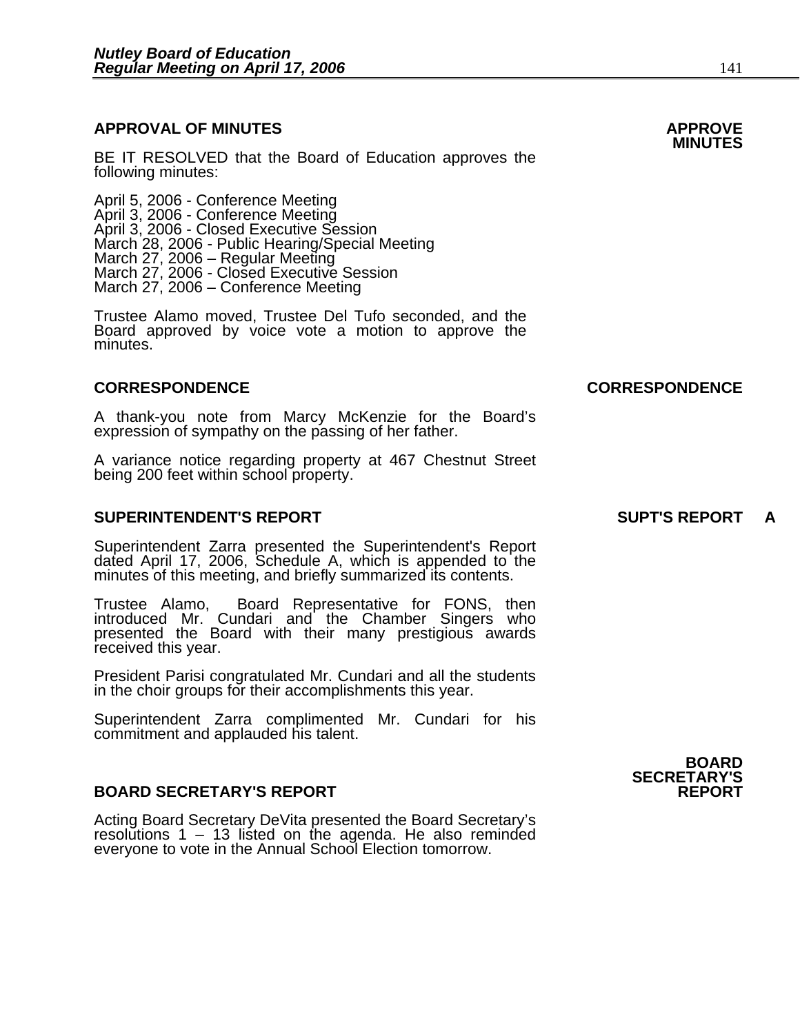## APPROVAL OF MINUTES

**APPROVE MINUTES**

BE IT RESOLVED that the Board of Education approves the following minutes:

April 5, 2006 - Conference Meeting
April 3, 2006 - Conference Meeting
April 3, 2006 - Closed Executive Session
March 28, 2006 - Public Hearing/Special Meeting
March 27, 2006 – Regular Meeting
March 27, 2006 - Closed Executive Session
March 27, 2006 – Conference Meeting

Trustee Alamo moved, Trustee Del Tufo seconded, and the Board approved by voice vote a motion to approve the minutes.

## CORRESPONDENCE

**CORRESPONDENCE**

A thank-you note from Marcy McKenzie for the Board's expression of sympathy on the passing of her father.

A variance notice regarding property at 467 Chestnut Street being 200 feet within school property.

## SUPERINTENDENT'S REPORT

**SUPT'S REPORT A**

Superintendent Zarra presented the Superintendent's Report dated April 17, 2006, Schedule A, which is appended to the minutes of this meeting, and briefly summarized its contents.

Trustee Alamo, Board Representative for FONS, then introduced Mr. Cundari and the Chamber Singers who presented the Board with their many prestigious awards received this year.

President Parisi congratulated Mr. Cundari and all the students in the choir groups for their accomplishments this year.

Superintendent Zarra complimented Mr. Cundari for his commitment and applauded his talent.

## BOARD SECRETARY'S REPORT

**BOARD SECRETARY'S REPORT**

Acting Board Secretary DeVita presented the Board Secretary's resolutions 1 – 13 listed on the agenda. He also reminded everyone to vote in the Annual School Election tomorrow.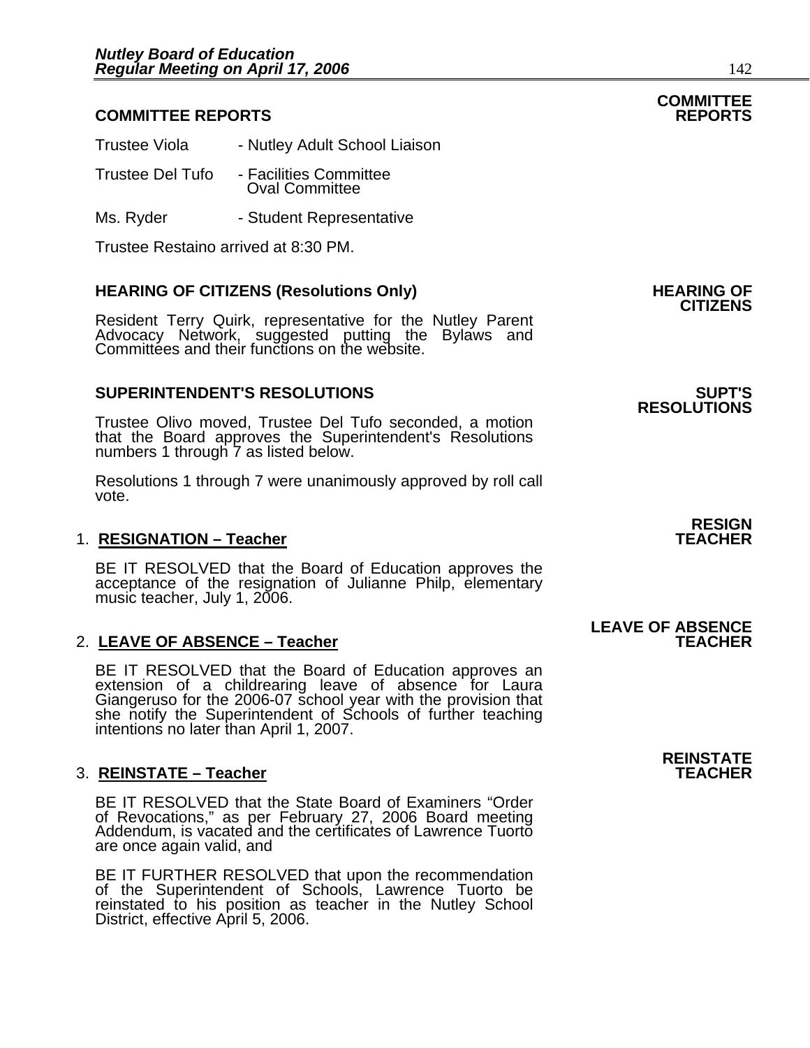## COMMITTEE REPORTS

**COMMITTEE REPORTS**

Trustee Viola - Nutley Adult School Liaison

Trustee Del Tufo - Facilities Committee
Oval Committee

Ms. Ryder - Student Representative

Trustee Restaino arrived at 8:30 PM.

## HEARING OF CITIZENS (Resolutions Only)

**HEARING OF CITIZENS**

Resident Terry Quirk, representative for the Nutley Parent Advocacy Network, suggested putting the Bylaws and Committees and their functions on the website.

## SUPERINTENDENT'S RESOLUTIONS

**SUPT'S RESOLUTIONS**

Trustee Olivo moved, Trustee Del Tufo seconded, a motion that the Board approves the Superintendent's Resolutions numbers 1 through 7 as listed below.

Resolutions 1 through 7 were unanimously approved by roll call vote.

**RESIGN TEACHER**

1. **RESIGNATION – Teacher**

BE IT RESOLVED that the Board of Education approves the acceptance of the resignation of Julianne Philp, elementary music teacher, July 1, 2006.

**LEAVE OF ABSENCE TEACHER**

2. **LEAVE OF ABSENCE – Teacher**

BE IT RESOLVED that the Board of Education approves an extension of a childrearing leave of absence for Laura Giangeruso for the 2006-07 school year with the provision that she notify the Superintendent of Schools of further teaching intentions no later than April 1, 2007.

**REINSTATE TEACHER**

3. **REINSTATE – Teacher**

BE IT RESOLVED that the State Board of Examiners "Order of Revocations," as per February 27, 2006 Board meeting Addendum, is vacated and the certificates of Lawrence Tuorto are once again valid, and

BE IT FURTHER RESOLVED that upon the recommendation of the Superintendent of Schools, Lawrence Tuorto be reinstated to his position as teacher in the Nutley School District, effective April 5, 2006.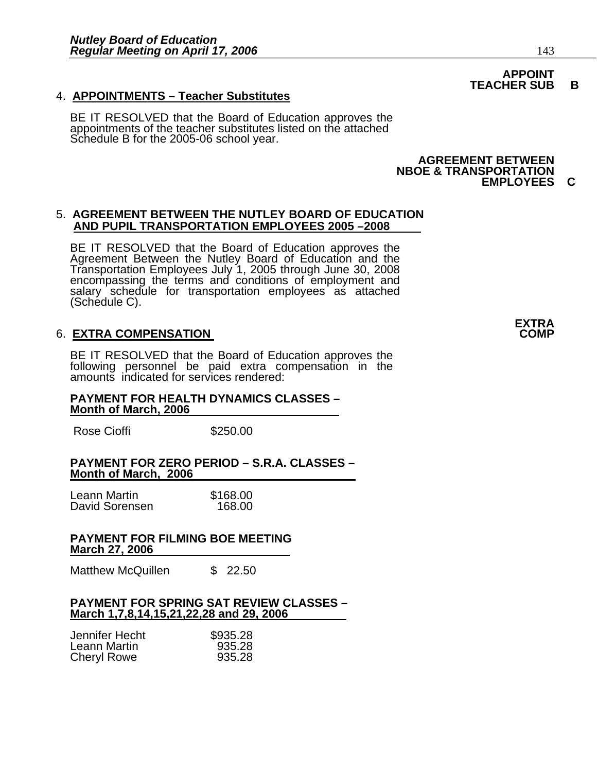**APPOINT TEACHER SUB B**

4. **APPOINTMENTS – Teacher Substitutes**

BE IT RESOLVED that the Board of Education approves the appointments of the teacher substitutes listed on the attached Schedule B for the 2005-06 school year.

**AGREEMENT BETWEEN NBOE & TRANSPORTATION EMPLOYEES C**

5. **AGREEMENT BETWEEN THE NUTLEY BOARD OF EDUCATION AND PUPIL TRANSPORTATION EMPLOYEES 2005 –2008**

BE IT RESOLVED that the Board of Education approves the Agreement Between the Nutley Board of Education and the Transportation Employees July 1, 2005 through June 30, 2008 encompassing the terms and conditions of employment and salary schedule for transportation employees as attached (Schedule C).

**EXTRA COMP**

6. **EXTRA COMPENSATION**

BE IT RESOLVED that the Board of Education approves the following personnel be paid extra compensation in the amounts indicated for services rendered:

**PAYMENT FOR HEALTH DYNAMICS CLASSES – Month of March, 2006**

| | |
|---|---|
| Rose Cioffi | $250.00 |

**PAYMENT FOR ZERO PERIOD – S.R.A. CLASSES – Month of March, 2006**

| | |
|---|---|
| Leann Martin | $168.00 |
| David Sorensen | 168.00 |

**PAYMENT FOR FILMING BOE MEETING March 27, 2006**

| | |
|---|---|
| Matthew McQuillen | $ 22.50 |

**PAYMENT FOR SPRING SAT REVIEW CLASSES – March 1,7,8,14,15,21,22,28 and 29, 2006**

| | |
|---|---|
| Jennifer Hecht | $935.28 |
| Leann Martin | 935.28 |
| Cheryl Rowe | 935.28 |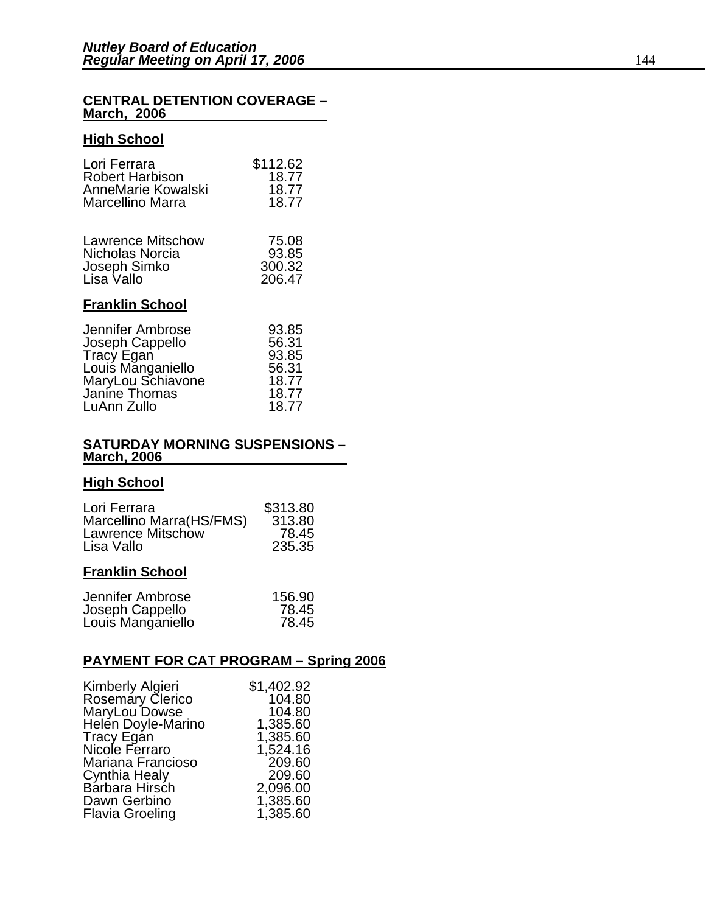**CENTRAL DETENTION COVERAGE – March, 2006**

**High School**

| | |
|---|---|
| Lori Ferrara | $112.62 |
| Robert Harbison | 18.77 |
| AnneMarie Kowalski | 18.77 |
| Marcellino Marra | 18.77 |
| Lawrence Mitschow | 75.08 |
| Nicholas Norcia | 93.85 |
| Joseph Simko | 300.32 |
| Lisa Vallo | 206.47 |

**Franklin School**

| | |
|---|---|
| Jennifer Ambrose | 93.85 |
| Joseph Cappello | 56.31 |
| Tracy Egan | 93.85 |
| Louis Manganiello | 56.31 |
| MaryLou Schiavone | 18.77 |
| Janine Thomas | 18.77 |
| LuAnn Zullo | 18.77 |

**SATURDAY MORNING SUSPENSIONS – March, 2006**

**High School**

| | |
|---|---|
| Lori Ferrara | $313.80 |
| Marcellino Marra(HS/FMS) | 313.80 |
| Lawrence Mitschow | 78.45 |
| Lisa Vallo | 235.35 |

**Franklin School**

| | |
|---|---|
| Jennifer Ambrose | 156.90 |
| Joseph Cappello | 78.45 |
| Louis Manganiello | 78.45 |

**PAYMENT FOR CAT PROGRAM – Spring 2006**

| | |
|---|---|
| Kimberly Algieri | $1,402.92 |
| Rosemary Clerico | 104.80 |
| MaryLou Dowse | 104.80 |
| Helen Doyle-Marino | 1,385.60 |
| Tracy Egan | 1,385.60 |
| Nicole Ferraro | 1,524.16 |
| Mariana Francioso | 209.60 |
| Cynthia Healy | 209.60 |
| Barbara Hirsch | 2,096.00 |
| Dawn Gerbino | 1,385.60 |
| Flavia Groeling | 1,385.60 |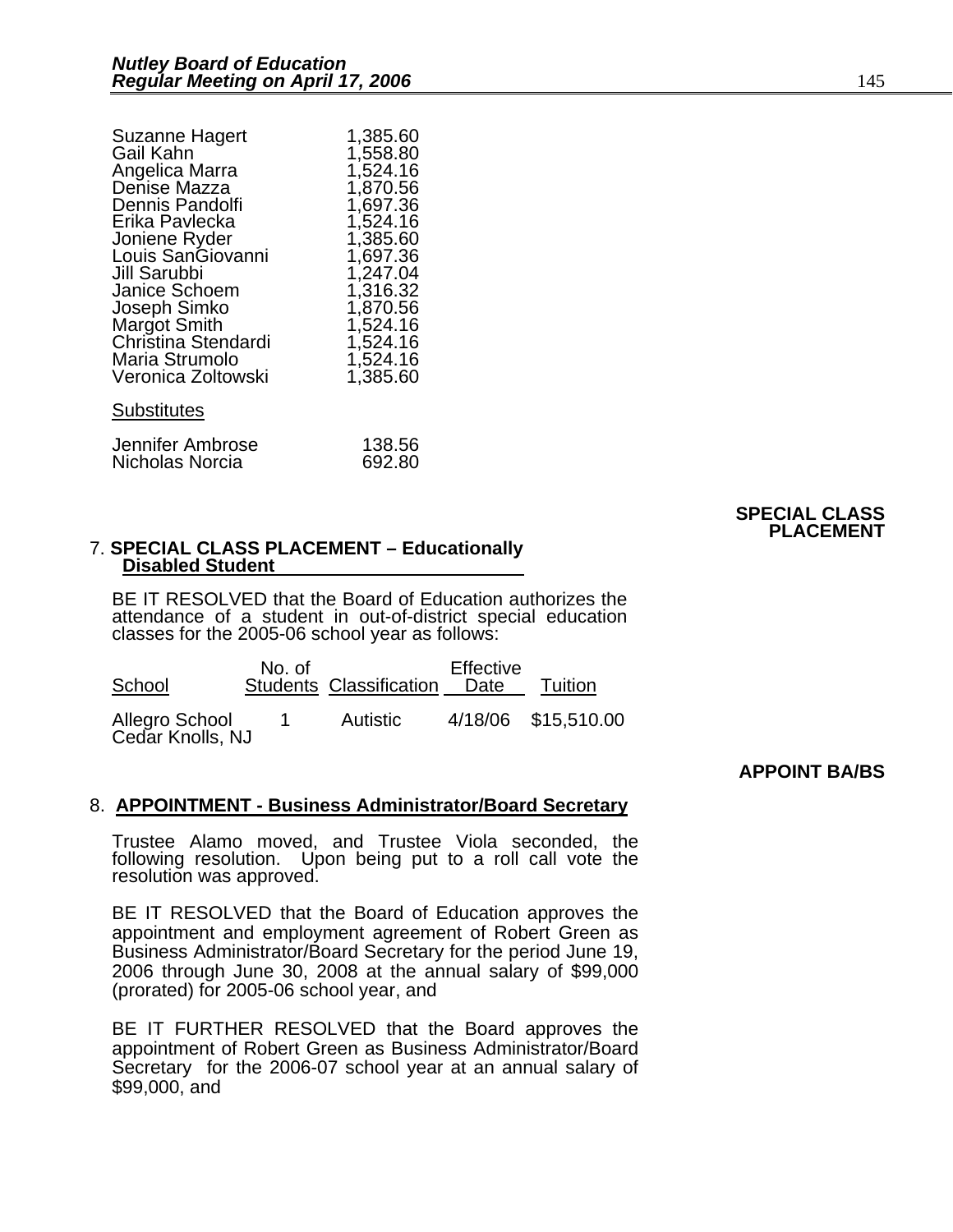| | |
|---|---|
| Suzanne Hagert | 1,385.60 |
| Gail Kahn | 1,558.80 |
| Angelica Marra | 1,524.16 |
| Denise Mazza | 1,870.56 |
| Dennis Pandolfi | 1,697.36 |
| Erika Pavlecka | 1,524.16 |
| Joniene Ryder | 1,385.60 |
| Louis SanGiovanni | 1,697.36 |
| Jill Sarubbi | 1,247.04 |
| Janice Schoem | 1,316.32 |
| Joseph Simko | 1,870.56 |
| Margot Smith | 1,524.16 |
| Christina Stendardi | 1,524.16 |
| Maria Strumolo | 1,524.16 |
| Veronica Zoltowski | 1,385.60 |

Substitutes

| | |
|---|---|
| Jennifer Ambrose | 138.56 |
| Nicholas Norcia | 692.80 |

**SPECIAL CLASS PLACEMENT**

7. **SPECIAL CLASS PLACEMENT – Educationally Disabled Student**

BE IT RESOLVED that the Board of Education authorizes the attendance of a student in out-of-district special education classes for the 2005-06 school year as follows:

| School | No. of Students | Classification | Effective Date | Tuition |
|---|---|---|---|---|
| Allegro School Cedar Knolls, NJ | 1 | Autistic | 4/18/06 | $15,510.00 |

**APPOINT BA/BS**

8. **APPOINTMENT - Business Administrator/Board Secretary**

Trustee Alamo moved, and Trustee Viola seconded, the following resolution. Upon being put to a roll call vote the resolution was approved.

BE IT RESOLVED that the Board of Education approves the appointment and employment agreement of Robert Green as Business Administrator/Board Secretary for the period June 19, 2006 through June 30, 2008 at the annual salary of $99,000 (prorated) for 2005-06 school year, and

BE IT FURTHER RESOLVED that the Board approves the appointment of Robert Green as Business Administrator/Board Secretary for the 2006-07 school year at an annual salary of $99,000, and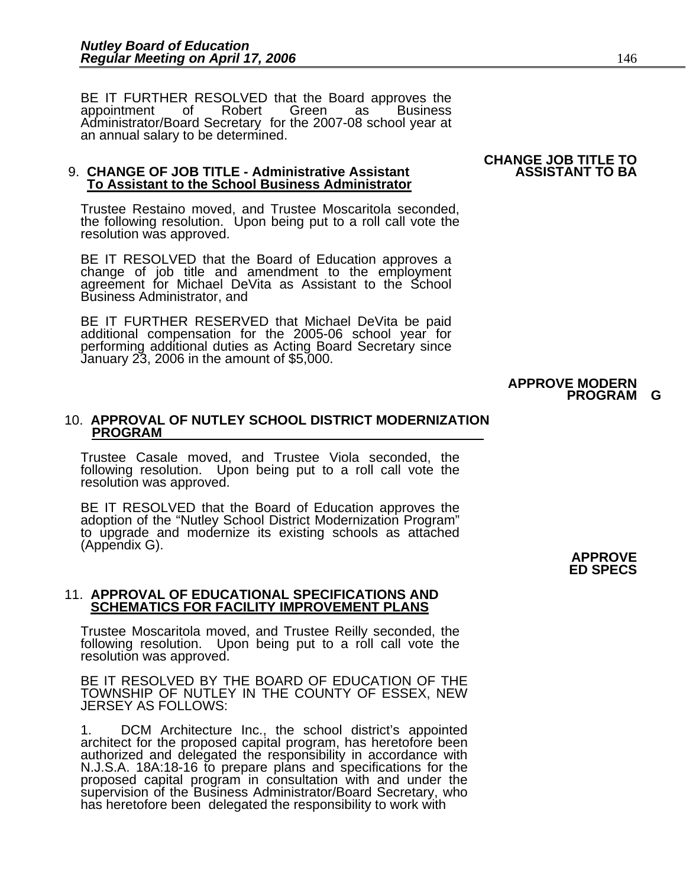BE IT FURTHER RESOLVED that the Board approves the appointment of Robert Green as Business Administrator/Board Secretary for the 2007-08 school year at an annual salary to be determined.

**CHANGE JOB TITLE TO ASSISTANT TO BA**

9. **CHANGE OF JOB TITLE - Administrative Assistant To Assistant to the School Business Administrator**

Trustee Restaino moved, and Trustee Moscaritola seconded, the following resolution. Upon being put to a roll call vote the resolution was approved.

BE IT RESOLVED that the Board of Education approves a change of job title and amendment to the employment agreement for Michael DeVita as Assistant to the School Business Administrator, and

BE IT FURTHER RESERVED that Michael DeVita be paid additional compensation for the 2005-06 school year for performing additional duties as Acting Board Secretary since January 23, 2006 in the amount of $5,000.

**APPROVE MODERN PROGRAM G**

10. **APPROVAL OF NUTLEY SCHOOL DISTRICT MODERNIZATION PROGRAM**

Trustee Casale moved, and Trustee Viola seconded, the following resolution. Upon being put to a roll call vote the resolution was approved.

BE IT RESOLVED that the Board of Education approves the adoption of the "Nutley School District Modernization Program" to upgrade and modernize its existing schools as attached (Appendix G).

**APPROVE ED SPECS**

11. **APPROVAL OF EDUCATIONAL SPECIFICATIONS AND SCHEMATICS FOR FACILITY IMPROVEMENT PLANS**

Trustee Moscaritola moved, and Trustee Reilly seconded, the following resolution. Upon being put to a roll call vote the resolution was approved.

BE IT RESOLVED BY THE BOARD OF EDUCATION OF THE TOWNSHIP OF NUTLEY IN THE COUNTY OF ESSEX, NEW JERSEY AS FOLLOWS:

1. DCM Architecture Inc., the school district's appointed architect for the proposed capital program, has heretofore been authorized and delegated the responsibility in accordance with N.J.S.A. 18A:18-16 to prepare plans and specifications for the proposed capital program in consultation with and under the supervision of the Business Administrator/Board Secretary, who has heretofore been delegated the responsibility to work with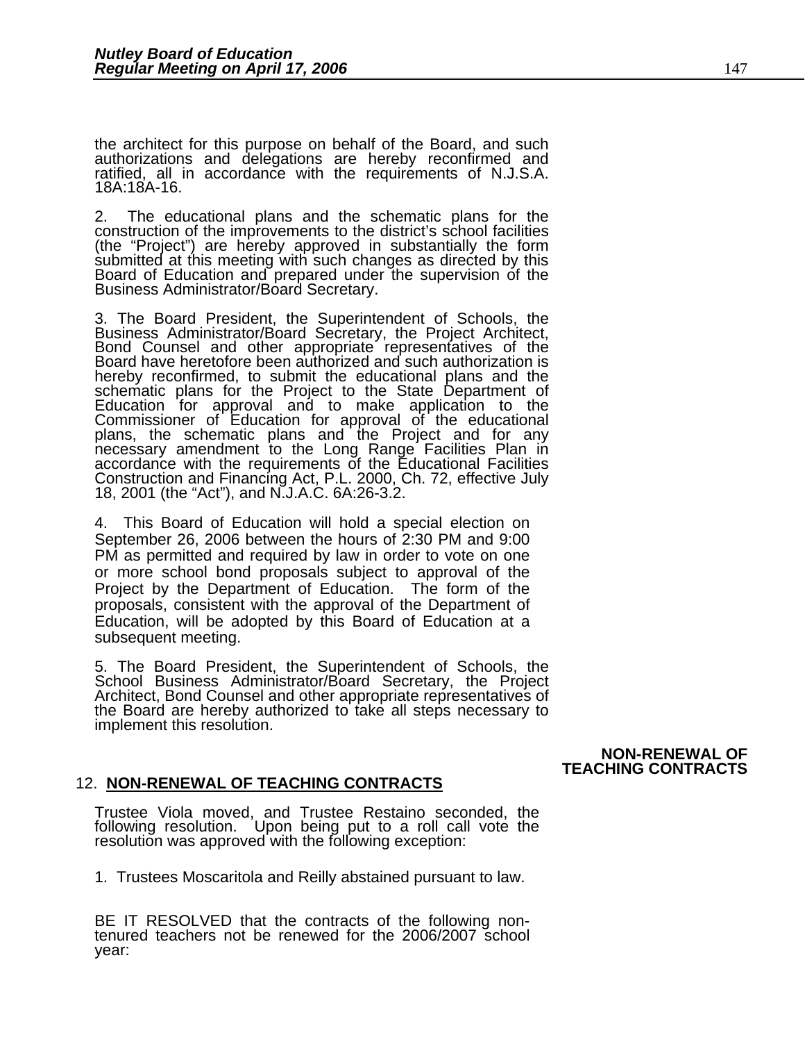the architect for this purpose on behalf of the Board, and such authorizations and delegations are hereby reconfirmed and ratified, all in accordance with the requirements of N.J.S.A. 18A:18A-16.

2. The educational plans and the schematic plans for the construction of the improvements to the district's school facilities (the "Project") are hereby approved in substantially the form submitted at this meeting with such changes as directed by this Board of Education and prepared under the supervision of the Business Administrator/Board Secretary.

3. The Board President, the Superintendent of Schools, the Business Administrator/Board Secretary, the Project Architect, Bond Counsel and other appropriate representatives of the Board have heretofore been authorized and such authorization is hereby reconfirmed, to submit the educational plans and the schematic plans for the Project to the State Department of Education for approval and to make application to the Commissioner of Education for approval of the educational plans, the schematic plans and the Project and for any necessary amendment to the Long Range Facilities Plan in accordance with the requirements of the Educational Facilities Construction and Financing Act, P.L. 2000, Ch. 72, effective July 18, 2001 (the "Act"), and N.J.A.C. 6A:26-3.2.

4. This Board of Education will hold a special election on September 26, 2006 between the hours of 2:30 PM and 9:00 PM as permitted and required by law in order to vote on one or more school bond proposals subject to approval of the Project by the Department of Education. The form of the proposals, consistent with the approval of the Department of Education, will be adopted by this Board of Education at a subsequent meeting.

5. The Board President, the Superintendent of Schools, the School Business Administrator/Board Secretary, the Project Architect, Bond Counsel and other appropriate representatives of the Board are hereby authorized to take all steps necessary to implement this resolution.

**NON-RENEWAL OF TEACHING CONTRACTS**

12. **NON-RENEWAL OF TEACHING CONTRACTS**

Trustee Viola moved, and Trustee Restaino seconded, the following resolution. Upon being put to a roll call vote the resolution was approved with the following exception:

1. Trustees Moscaritola and Reilly abstained pursuant to law.

BE IT RESOLVED that the contracts of the following non-tenured teachers not be renewed for the 2006/2007 school year: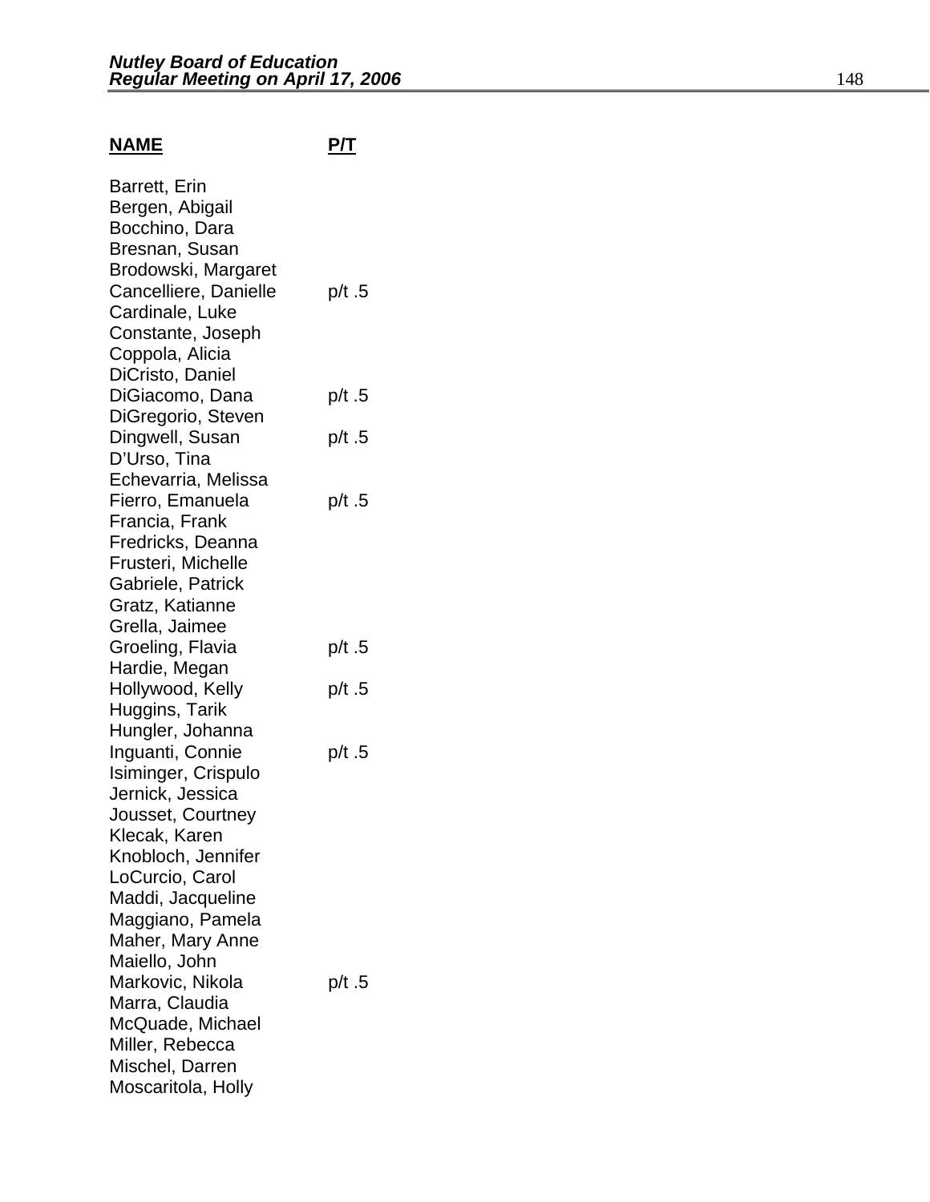| NAME | P/T |
|---|---|
| Barrett, Erin | |
| Bergen, Abigail | |
| Bocchino, Dara | |
| Bresnan, Susan | |
| Brodowski, Margaret | |
| Cancelliere, Danielle | p/t .5 |
| Cardinale, Luke | |
| Constante, Joseph | |
| Coppola, Alicia | |
| DiCristo, Daniel | |
| DiGiacomo, Dana | p/t .5 |
| DiGregorio, Steven | |
| Dingwell, Susan | p/t .5 |
| D'Urso, Tina | |
| Echevarria, Melissa | |
| Fierro, Emanuela | p/t .5 |
| Francia, Frank | |
| Fredricks, Deanna | |
| Frusteri, Michelle | |
| Gabriele, Patrick | |
| Gratz, Katianne | |
| Grella, Jaimee | |
| Groeling, Flavia | p/t .5 |
| Hardie, Megan | |
| Hollywood, Kelly | p/t .5 |
| Huggins, Tarik | |
| Hungler, Johanna | |
| Inguanti, Connie | p/t .5 |
| Isiminger, Crispulo | |
| Jernick, Jessica | |
| Jousset, Courtney | |
| Klecak, Karen | |
| Knobloch, Jennifer | |
| LoCurcio, Carol | |
| Maddi, Jacqueline | |
| Maggiano, Pamela | |
| Maher, Mary Anne | |
| Maiello, John | |
| Markovic, Nikola | p/t .5 |
| Marra, Claudia | |
| McQuade, Michael | |
| Miller, Rebecca | |
| Mischel, Darren | |
| Moscaritola, Holly | |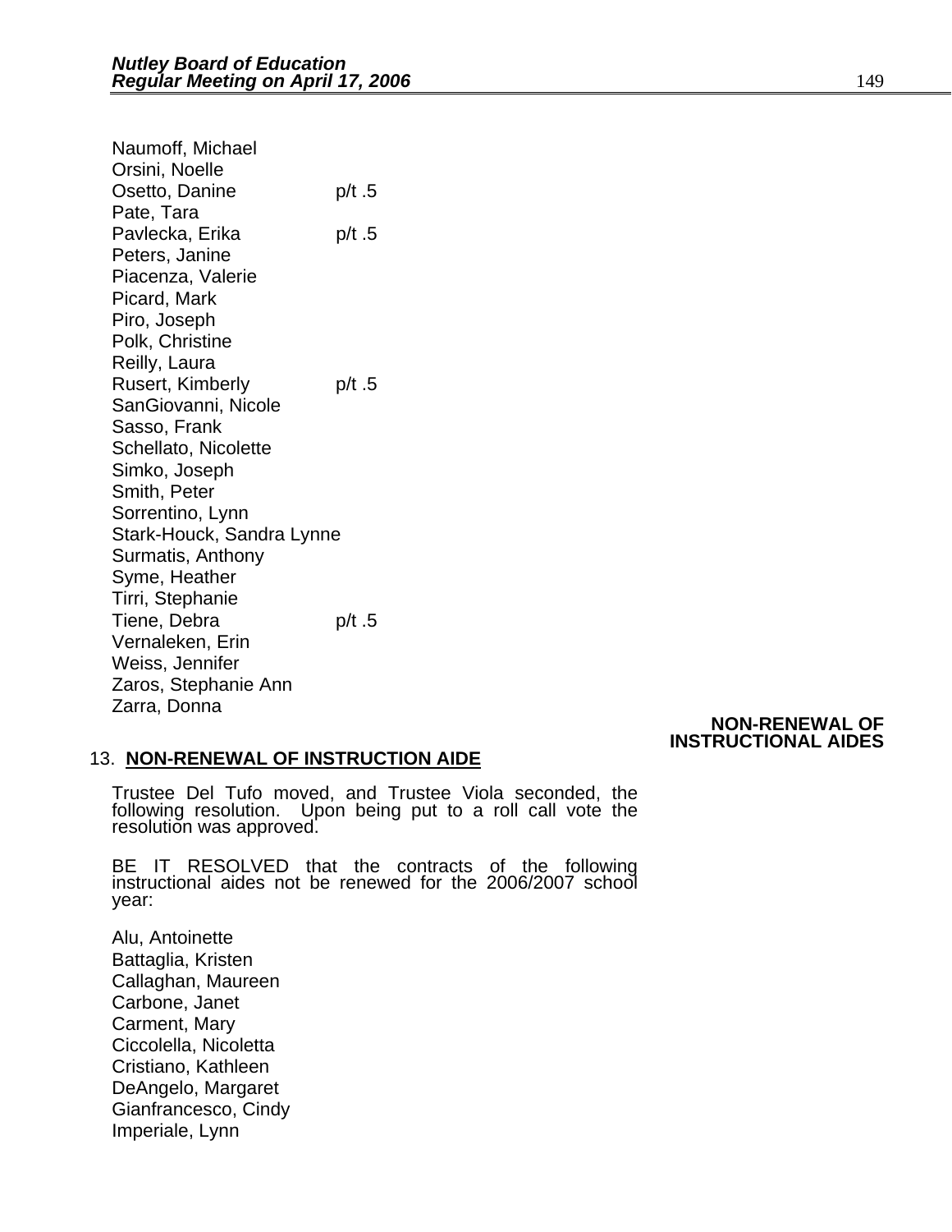Naumoff, Michael
Orsini, Noelle
Osetto, Danine p/t .5
Pate, Tara
Pavlecka, Erika p/t .5
Peters, Janine
Piacenza, Valerie
Picard, Mark
Piro, Joseph
Polk, Christine
Reilly, Laura
Rusert, Kimberly p/t .5
SanGiovanni, Nicole
Sasso, Frank
Schellato, Nicolette
Simko, Joseph
Smith, Peter
Sorrentino, Lynn
Stark-Houck, Sandra Lynne
Surmatis, Anthony
Syme, Heather
Tirri, Stephanie
Tiene, Debra p/t .5
Vernaleken, Erin
Weiss, Jennifer
Zaros, Stephanie Ann
Zarra, Donna

**NON-RENEWAL OF INSTRUCTIONAL AIDES**

13. **NON-RENEWAL OF INSTRUCTION AIDE**

Trustee Del Tufo moved, and Trustee Viola seconded, the following resolution. Upon being put to a roll call vote the resolution was approved.

BE IT RESOLVED that the contracts of the following instructional aides not be renewed for the 2006/2007 school year:

Alu, Antoinette
Battaglia, Kristen
Callaghan, Maureen
Carbone, Janet
Carment, Mary
Ciccolella, Nicoletta
Cristiano, Kathleen
DeAngelo, Margaret
Gianfrancesco, Cindy
Imperiale, Lynn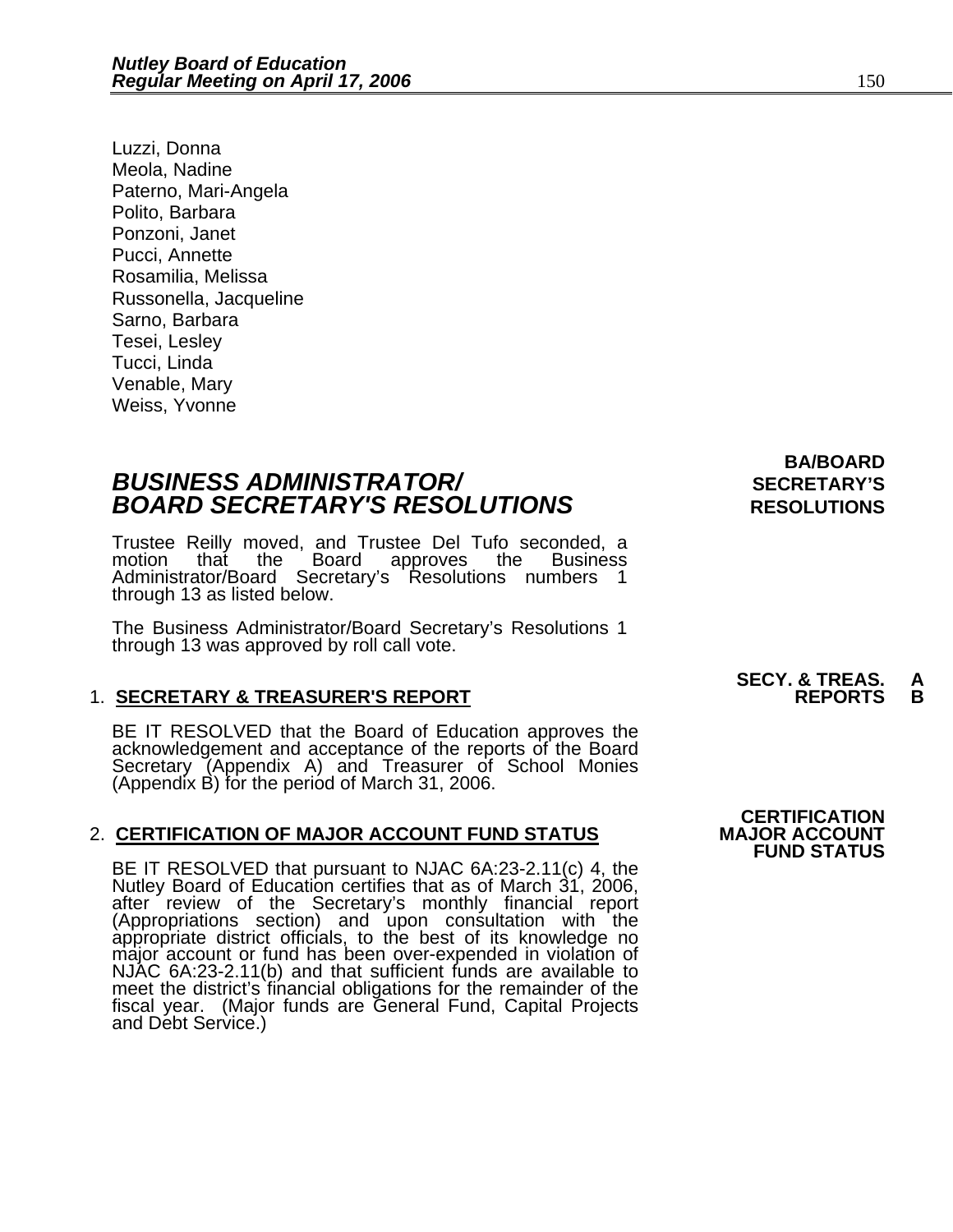Luzzi, Donna
Meola, Nadine
Paterno, Mari-Angela
Polito, Barbara
Ponzoni, Janet
Pucci, Annette
Rosamilia, Melissa
Russonella, Jacqueline
Sarno, Barbara
Tesei, Lesley
Tucci, Linda
Venable, Mary
Weiss, Yvonne

**BA/BOARD SECRETARY'S RESOLUTIONS**

## *BUSINESS ADMINISTRATOR/ BOARD SECRETARY'S RESOLUTIONS*

Trustee Reilly moved, and Trustee Del Tufo seconded, a motion that the Board approves the Business Administrator/Board Secretary's Resolutions numbers 1 through 13 as listed below.

The Business Administrator/Board Secretary's Resolutions 1 through 13 was approved by roll call vote.

**SECY. & TREAS. REPORTS A B**

1. **SECRETARY & TREASURER'S REPORT**

   BE IT RESOLVED that the Board of Education approves the acknowledgement and acceptance of the reports of the Board Secretary (Appendix A) and Treasurer of School Monies (Appendix B) for the period of March 31, 2006.

**CERTIFICATION MAJOR ACCOUNT FUND STATUS**

2. **CERTIFICATION OF MAJOR ACCOUNT FUND STATUS**

   BE IT RESOLVED that pursuant to NJAC 6A:23-2.11(c) 4, the Nutley Board of Education certifies that as of March 31, 2006, after review of the Secretary's monthly financial report (Appropriations section) and upon consultation with the appropriate district officials, to the best of its knowledge no major account or fund has been over-expended in violation of NJAC 6A:23-2.11(b) and that sufficient funds are available to meet the district's financial obligations for the remainder of the fiscal year. (Major funds are General Fund, Capital Projects and Debt Service.)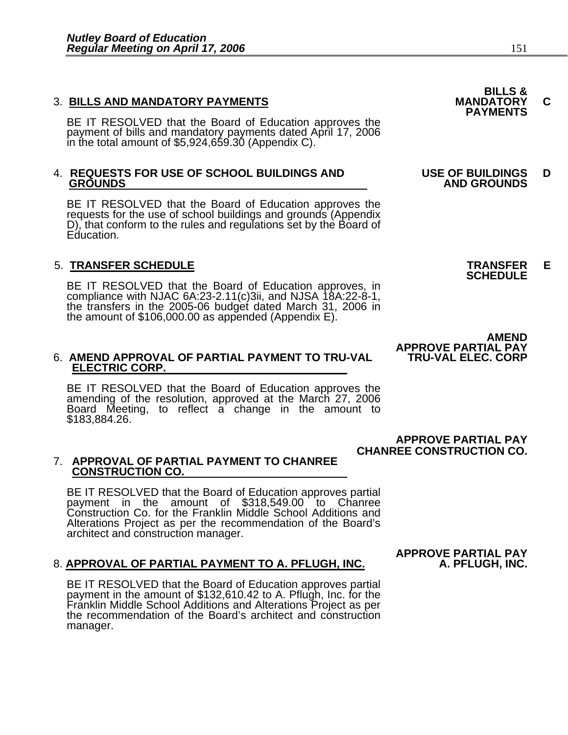3. **BILLS AND MANDATORY PAYMENTS**

**BILLS & MANDATORY PAYMENTS C**

BE IT RESOLVED that the Board of Education approves the payment of bills and mandatory payments dated April 17, 2006 in the total amount of $5,924,659.30 (Appendix C).

4. **REQUESTS FOR USE OF SCHOOL BUILDINGS AND GROUNDS**

**USE OF BUILDINGS AND GROUNDS D**

BE IT RESOLVED that the Board of Education approves the requests for the use of school buildings and grounds (Appendix D), that conform to the rules and regulations set by the Board of Education.

5. **TRANSFER SCHEDULE**

**TRANSFER SCHEDULE E**

BE IT RESOLVED that the Board of Education approves, in compliance with NJAC 6A:23-2.11(c)3ii, and NJSA 18A:22-8-1, the transfers in the 2005-06 budget dated March 31, 2006 in the amount of $106,000.00 as appended (Appendix E).

**AMEND APPROVE PARTIAL PAY TRU-VAL ELEC. CORP**

6. **AMEND APPROVAL OF PARTIAL PAYMENT TO TRU-VAL ELECTRIC CORP.**

BE IT RESOLVED that the Board of Education approves the amending of the resolution, approved at the March 27, 2006 Board Meeting, to reflect a change in the amount to $183,884.26.

**APPROVE PARTIAL PAY CHANREE CONSTRUCTION CO.**

7. **APPROVAL OF PARTIAL PAYMENT TO CHANREE CONSTRUCTION CO.**

BE IT RESOLVED that the Board of Education approves partial payment in the amount of $318,549.00 to Chanree Construction Co. for the Franklin Middle School Additions and Alterations Project as per the recommendation of the Board's architect and construction manager.

**APPROVE PARTIAL PAY A. PFLUGH, INC.**

8. **APPROVAL OF PARTIAL PAYMENT TO A. PFLUGH, INC.**

BE IT RESOLVED that the Board of Education approves partial payment in the amount of $132,610.42 to A. Pflugh, Inc. for the Franklin Middle School Additions and Alterations Project as per the recommendation of the Board's architect and construction manager.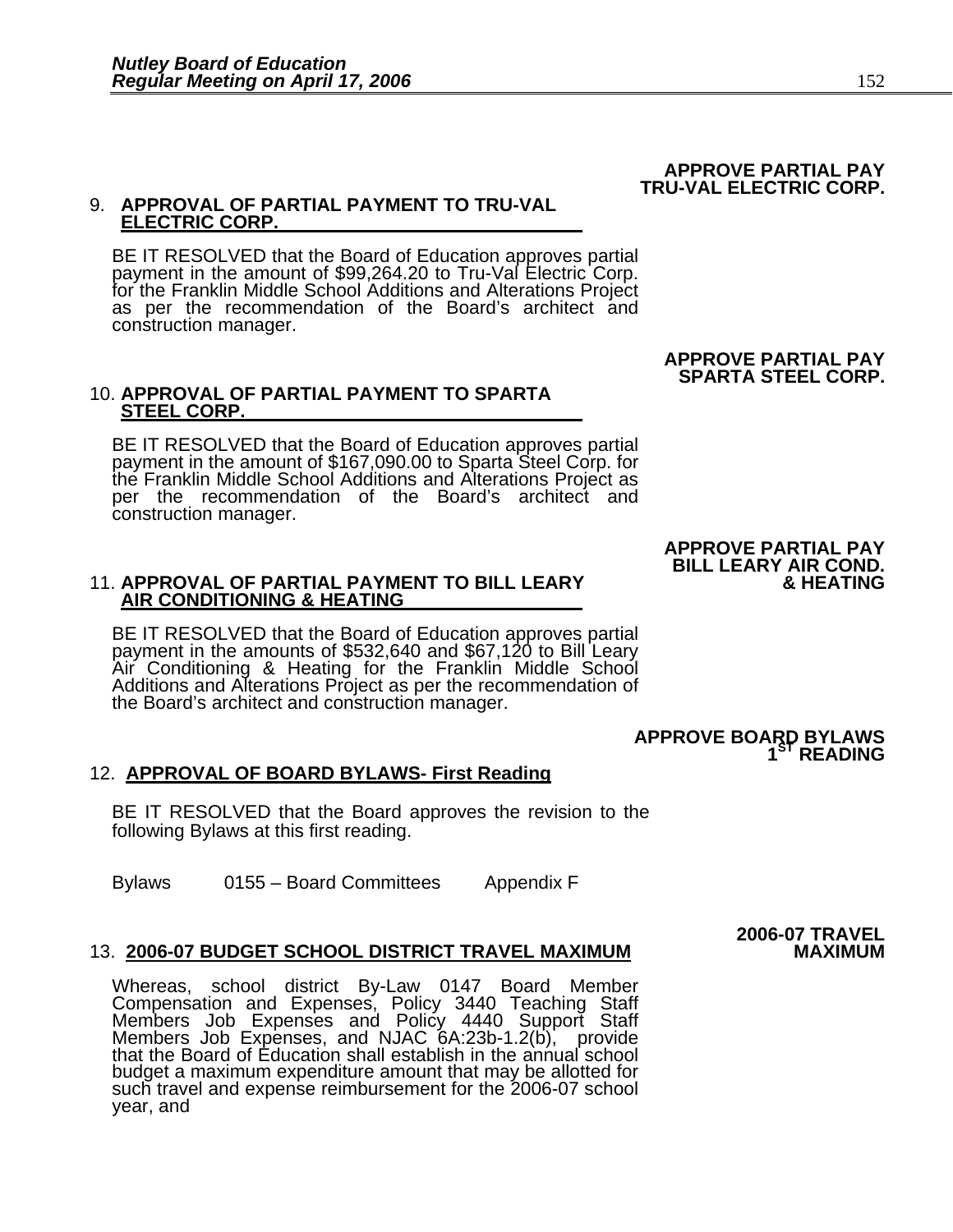**APPROVE PARTIAL PAY TRU-VAL ELECTRIC CORP.**

9. **APPROVAL OF PARTIAL PAYMENT TO TRU-VAL ELECTRIC CORP.**

BE IT RESOLVED that the Board of Education approves partial payment in the amount of $99,264.20 to Tru-Val Electric Corp. for the Franklin Middle School Additions and Alterations Project as per the recommendation of the Board's architect and construction manager.

**APPROVE PARTIAL PAY SPARTA STEEL CORP.**

10. **APPROVAL OF PARTIAL PAYMENT TO SPARTA STEEL CORP.**

BE IT RESOLVED that the Board of Education approves partial payment in the amount of $167,090.00 to Sparta Steel Corp. for the Franklin Middle School Additions and Alterations Project as per the recommendation of the Board's architect and construction manager.

**APPROVE PARTIAL PAY BILL LEARY AIR COND. & HEATING**

11. **APPROVAL OF PARTIAL PAYMENT TO BILL LEARY AIR CONDITIONING & HEATING**

BE IT RESOLVED that the Board of Education approves partial payment in the amounts of $532,640 and $67,120 to Bill Leary Air Conditioning & Heating for the Franklin Middle School Additions and Alterations Project as per the recommendation of the Board's architect and construction manager.

**APPROVE BOARD BYLAWS 1ST READING**

12. **APPROVAL OF BOARD BYLAWS- First Reading**

BE IT RESOLVED that the Board approves the revision to the following Bylaws at this first reading.

Bylaws 0155 – Board Committees Appendix F

**2006-07 TRAVEL MAXIMUM**

13. **2006-07 BUDGET SCHOOL DISTRICT TRAVEL MAXIMUM**

Whereas, school district By-Law 0147 Board Member Compensation and Expenses, Policy 3440 Teaching Staff Members Job Expenses and Policy 4440 Support Staff Members Job Expenses, and NJAC 6A:23b-1.2(b), provide that the Board of Education shall establish in the annual school budget a maximum expenditure amount that may be allotted for such travel and expense reimbursement for the 2006-07 school year, and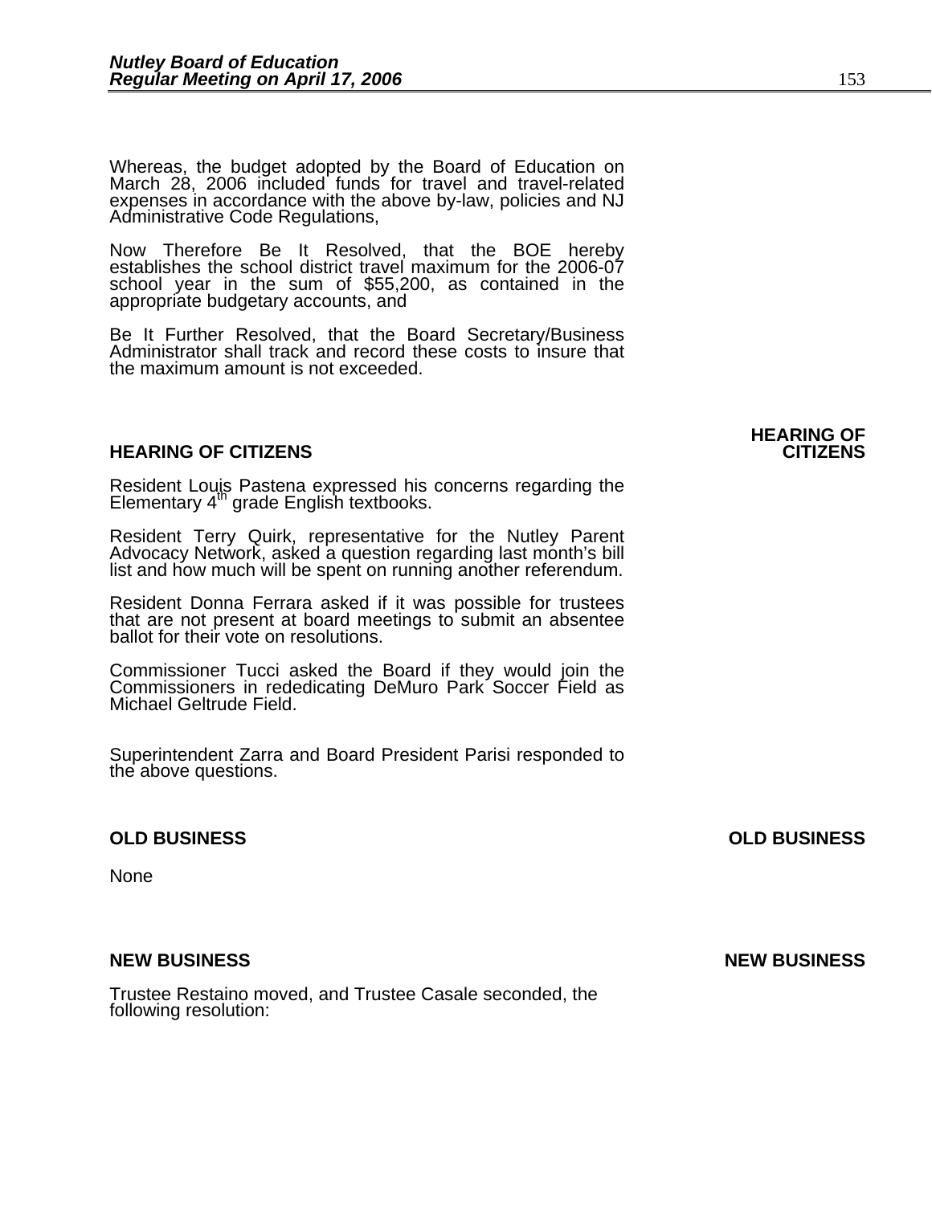Whereas, the budget adopted by the Board of Education on March 28, 2006 included funds for travel and travel-related expenses in accordance with the above by-law, policies and NJ Administrative Code Regulations,

Now Therefore Be It Resolved, that the BOE hereby establishes the school district travel maximum for the 2006-07 school year in the sum of $55,200, as contained in the appropriate budgetary accounts, and

Be It Further Resolved, that the Board Secretary/Business Administrator shall track and record these costs to insure that the maximum amount is not exceeded.

**HEARING OF CITIZENS**

Resident Louis Pastena expressed his concerns regarding the Elementary 4th grade English textbooks.

Resident Terry Quirk, representative for the Nutley Parent Advocacy Network, asked a question regarding last month's bill list and how much will be spent on running another referendum.

Resident Donna Ferrara asked if it was possible for trustees that are not present at board meetings to submit an absentee ballot for their vote on resolutions.

Commissioner Tucci asked the Board if they would join the Commissioners in rededicating DeMuro Park Soccer Field as Michael Geltrude Field.

Superintendent Zarra and Board President Parisi responded to the above questions.

**OLD BUSINESS**

None

**NEW BUSINESS**

Trustee Restaino moved, and Trustee Casale seconded, the following resolution: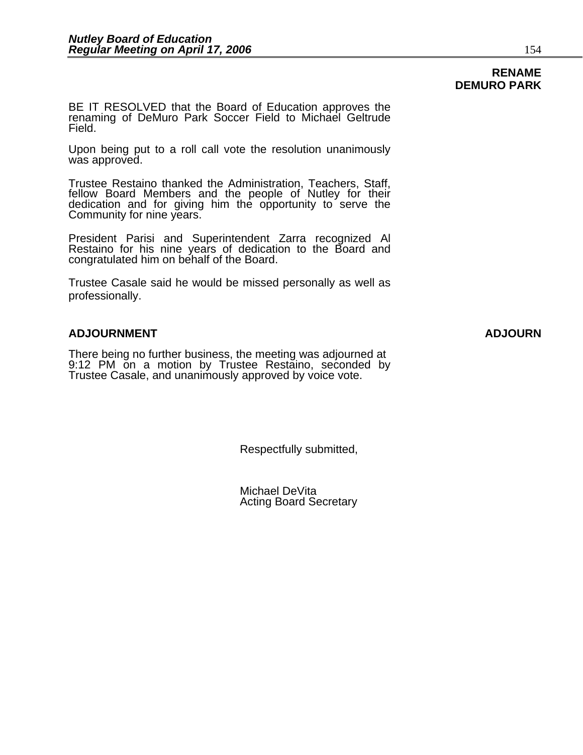**RENAME DEMURO PARK**

BE IT RESOLVED that the Board of Education approves the renaming of DeMuro Park Soccer Field to Michael Geltrude Field.

Upon being put to a roll call vote the resolution unanimously was approved.

Trustee Restaino thanked the Administration, Teachers, Staff, fellow Board Members and the people of Nutley for their dedication and for giving him the opportunity to serve the Community for nine years.

President Parisi and Superintendent Zarra recognized Al Restaino for his nine years of dedication to the Board and congratulated him on behalf of the Board.

Trustee Casale said he would be missed personally as well as professionally.

## ADJOURNMENT

**ADJOURN**

There being no further business, the meeting was adjourned at 9:12 PM on a motion by Trustee Restaino, seconded by Trustee Casale, and unanimously approved by voice vote.

Respectfully submitted,

Michael DeVita
Acting Board Secretary